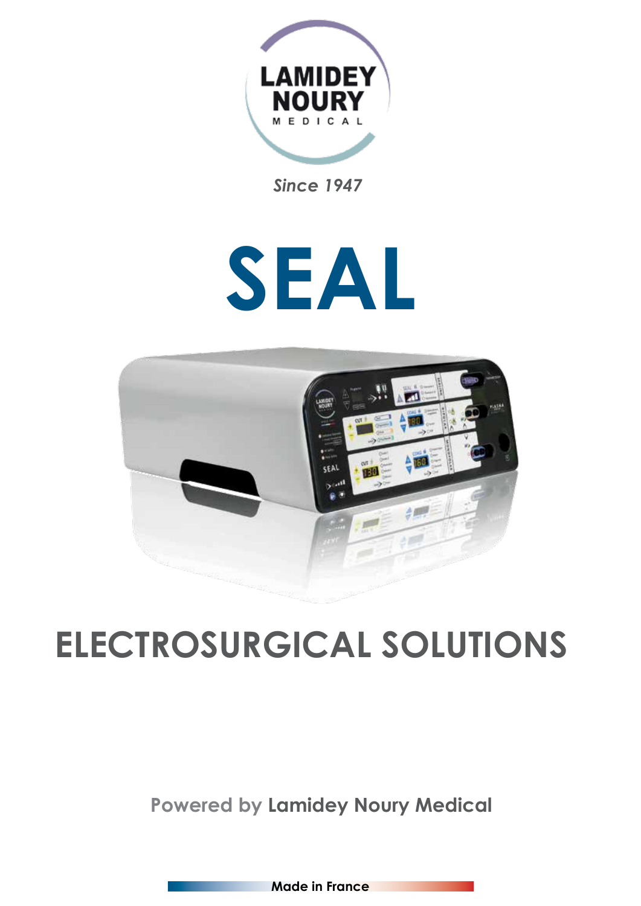LAMIDEY NOURY MEDICAL

*Since 1947*

# SEAL

## ELECTROSURGICAL SOLUTIONS

Powered by **Lamidey Noury Medical**

**Made in France**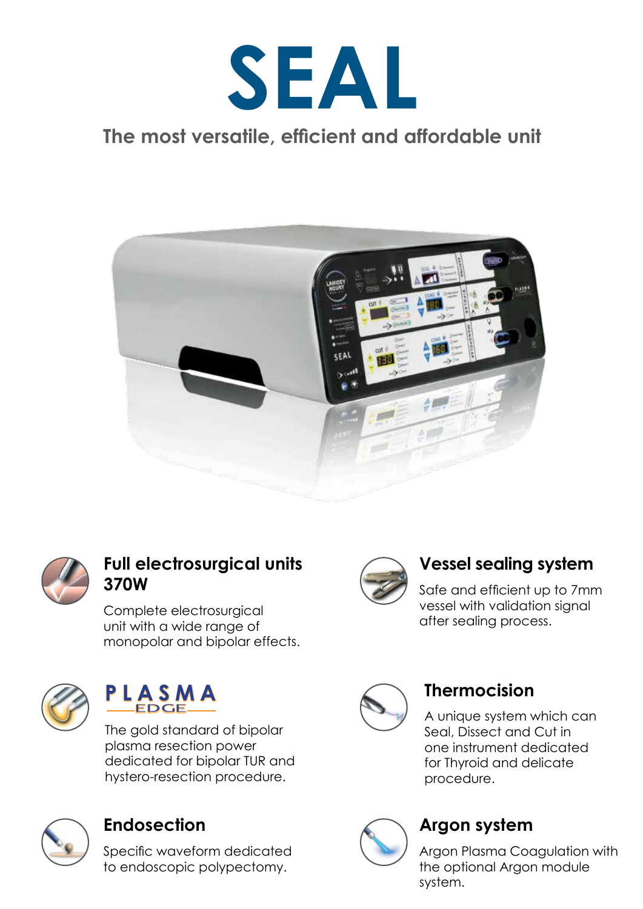# SEAL

## The most versatile, efficient and affordable unit

### Full electrosurgical units 370W

Complete electrosurgical unit with a wide range of monopolar and bipolar effects.

### Vessel sealing system

Safe and efficient up to 7mm vessel with validation signal after sealing process.

### PLASMA EDGE

The gold standard of bipolar plasma resection power dedicated for bipolar TUR and hystero-resection procedure.

### Thermocision

A unique system which can Seal, Dissect and Cut in one instrument dedicated for Thyroid and delicate procedure.

### Endosection

Specific waveform dedicated to endoscopic polypectomy.

### Argon system

Argon Plasma Coagulation with the optional Argon module system.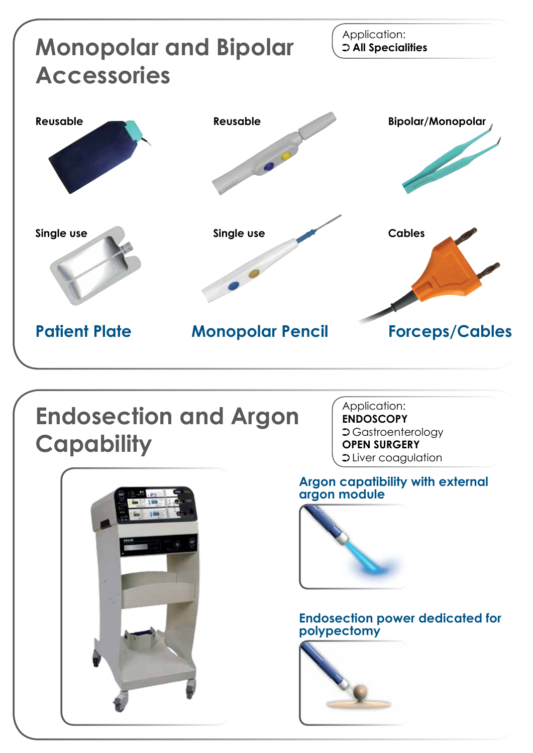# Monopolar and Bipolar Accessories

Application:
➲ **All Specialities**

**Reusable**

**Single use**

## Patient Plate

**Reusable**

**Single use**

## Monopolar Pencil

**Bipolar/Monopolar**

**Cables**

## Forceps/Cables

# Endosection and Argon Capability

Application:
**ENDOSCOPY**
➲ Gastroenterology
**OPEN SURGERY**
➲ Liver coagulation

## Argon capability with external argon module

## Endosection power dedicated for polypectomy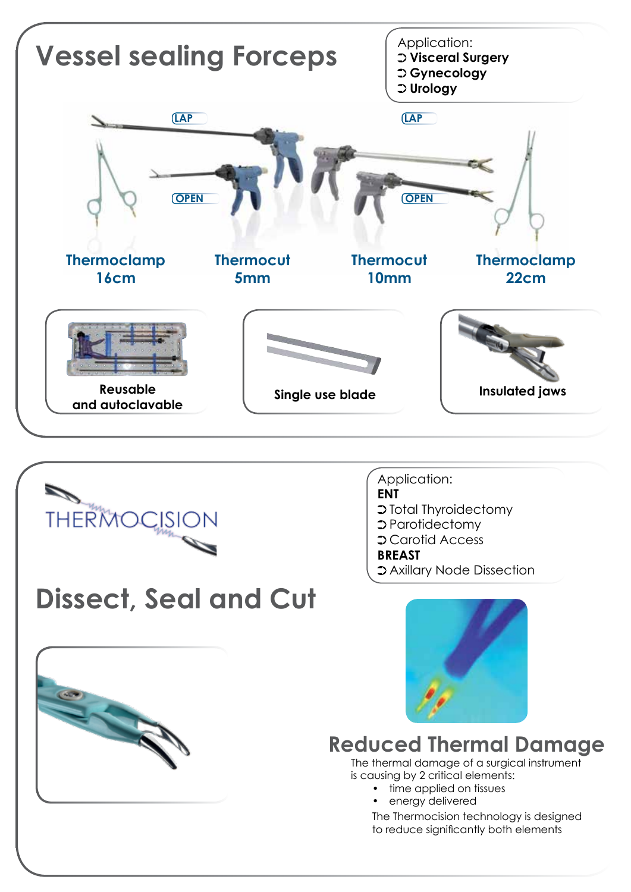# Vessel sealing Forceps

Application:
- ➲ **Visceral Surgery**
- ➲ **Gynecology**
- ➲ **Urology**

LAP

OPEN

LAP

OPEN

**Thermoclamp 16cm**

**Thermocut 5mm**

**Thermocut 10mm**

**Thermoclamp 22cm**

**Reusable and autoclavable**

**Single use blade**

**Insulated jaws**

THERMOCISION

# Dissect, Seal and Cut

Application:

**ENT**
- ➲ Total Thyroidectomy
- ➲ Parotidectomy
- ➲ Carotid Access

**BREAST**
- ➲ Axillary Node Dissection

## Reduced Thermal Damage

The thermal damage of a surgical instrument is causing by 2 critical elements:

- time applied on tissues
- energy delivered

The Thermocision technology is designed to reduce significantly both elements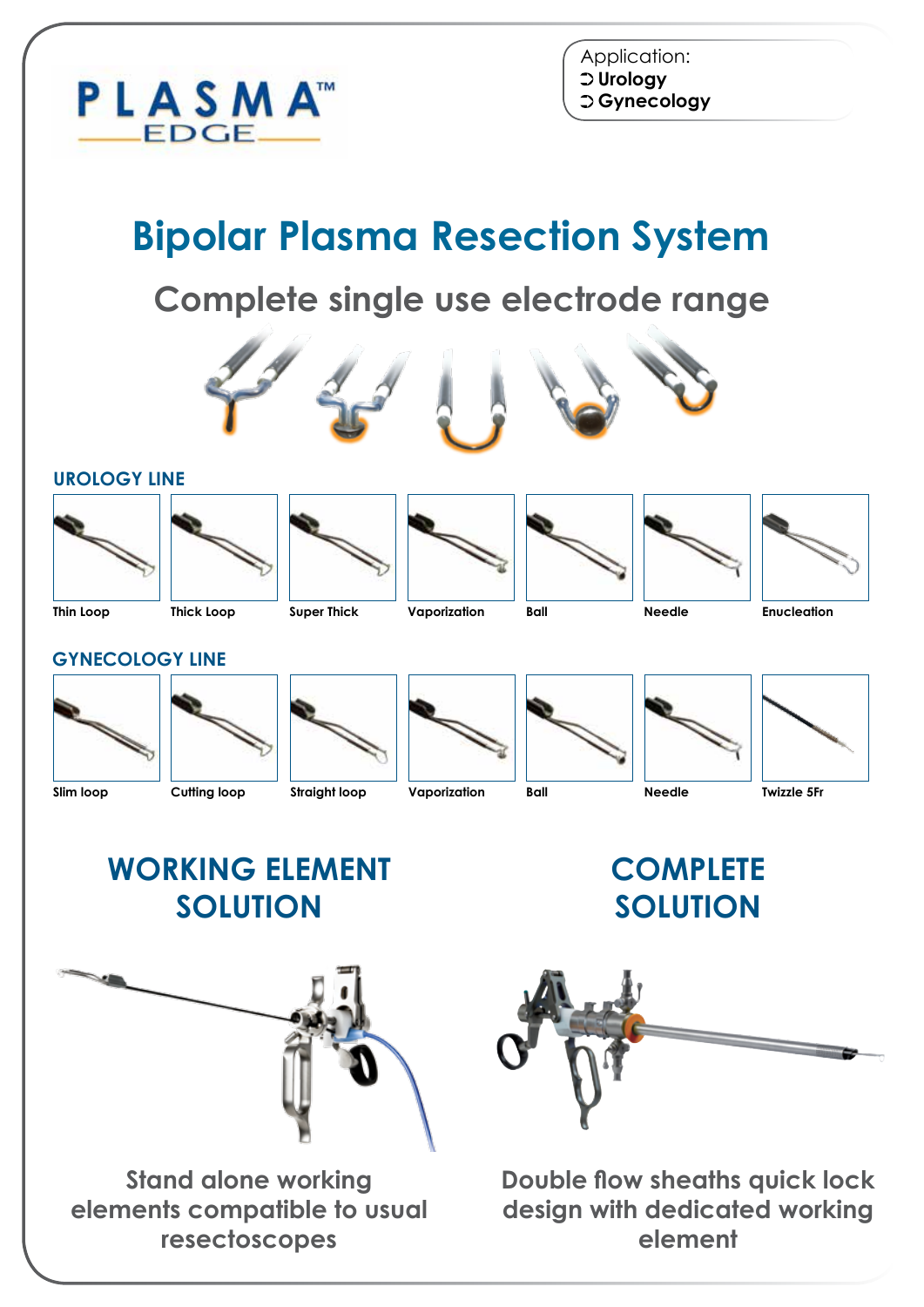PLASMA™ EDGE

Application:
- **Urology**
- **Gynecology**

# Bipolar Plasma Resection System

## Complete single use electrode range

### UROLOGY LINE

Thin Loop | Thick Loop | Super Thick | Vaporization | Ball | Needle | Enucleation

### GYNECOLOGY LINE

Slim loop | Cutting loop | Straight loop | Vaporization | Ball | Needle | Twizzle 5Fr

## WORKING ELEMENT SOLUTION

**Stand alone working elements compatible to usual resectoscopes**

## COMPLETE SOLUTION

**Double flow sheaths quick lock design with dedicated working element**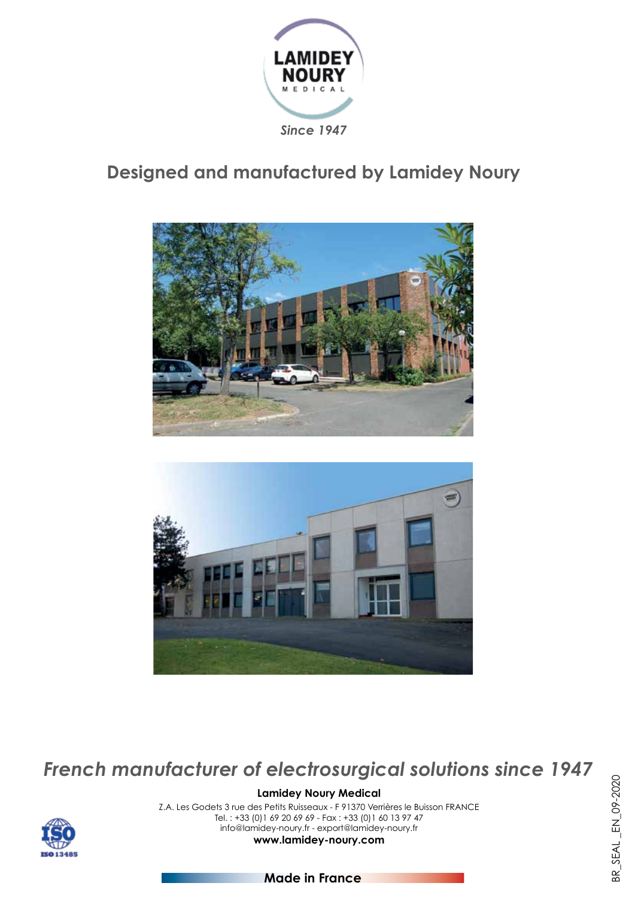LAMIDEY NOURY MEDICAL

*Since 1947*

## Designed and manufactured by Lamidey Noury

*French manufacturer of electrosurgical solutions since 1947*

**Lamidey Noury Medical**

Z.A. Les Godets 3 rue des Petits Ruisseaux - F 91370 Verrières le Buisson FRANCE
Tel. : +33 (0)1 69 20 69 69 - Fax : +33 (0)1 60 13 97 47
info@lamidey-noury.fr - export@lamidey-noury.fr
**www.lamidey-noury.com**

ISO 13485

**Made in France**

BR_SEAL_EN_09-2020